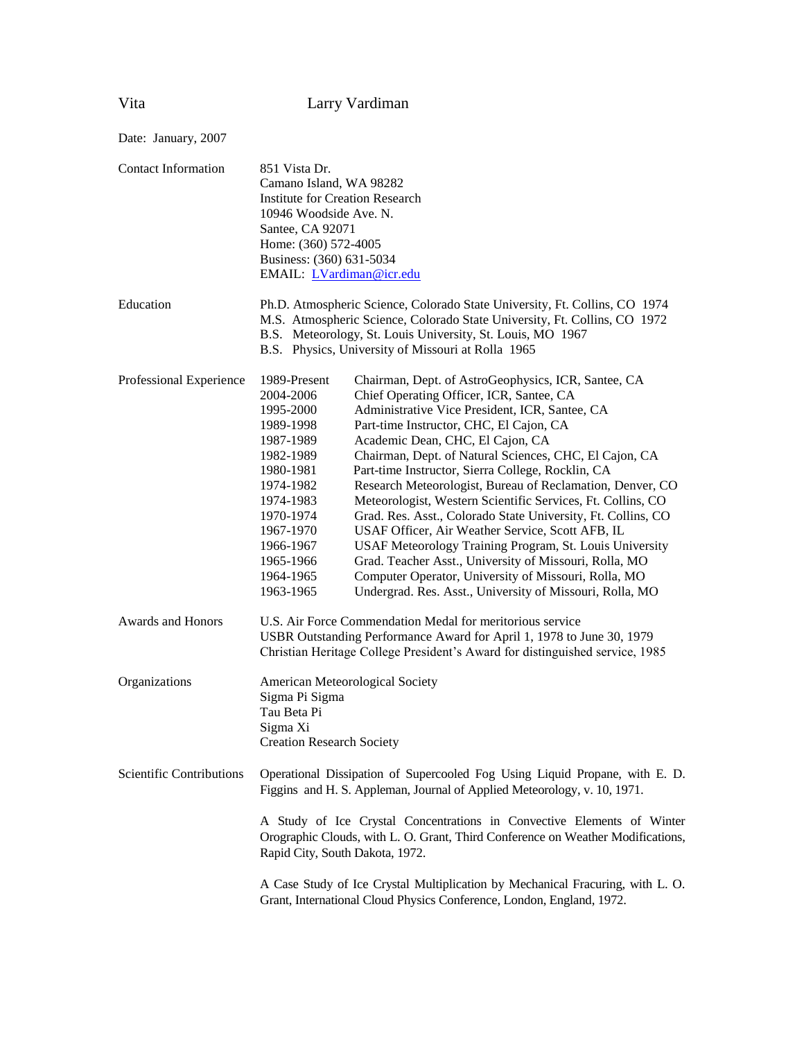# Vita — Larry Vardiman

Date: January, 2007

## Contact Information

851 Vista Dr.
Camano Island, WA 98282
Institute for Creation Research
10946 Woodside Ave. N.
Santee, CA 92071
Home: (360) 572-4005
Business: (360) 631-5034
EMAIL: LVardiman@icr.edu

## Education

Ph.D. Atmospheric Science, Colorado State University, Ft. Collins, CO 1974
M.S. Atmospheric Science, Colorado State University, Ft. Collins, CO 1972
B.S. Meteorology, St. Louis University, St. Louis, MO 1967
B.S. Physics, University of Missouri at Rolla 1965

## Professional Experience

| Years | Position |
|---|---|
| 1989-Present | Chairman, Dept. of AstroGeophysics, ICR, Santee, CA |
| 2004-2006 | Chief Operating Officer, ICR, Santee, CA |
| 1995-2000 | Administrative Vice President, ICR, Santee, CA |
| 1989-1998 | Part-time Instructor, CHC, El Cajon, CA |
| 1987-1989 | Academic Dean, CHC, El Cajon, CA |
| 1982-1989 | Chairman, Dept. of Natural Sciences, CHC, El Cajon, CA |
| 1980-1981 | Part-time Instructor, Sierra College, Rocklin, CA |
| 1974-1982 | Research Meteorologist, Bureau of Reclamation, Denver, CO |
| 1974-1983 | Meteorologist, Western Scientific Services, Ft. Collins, CO |
| 1970-1974 | Grad. Res. Asst., Colorado State University, Ft. Collins, CO |
| 1967-1970 | USAF Officer, Air Weather Service, Scott AFB, IL |
| 1966-1967 | USAF Meteorology Training Program, St. Louis University |
| 1965-1966 | Grad. Teacher Asst., University of Missouri, Rolla, MO |
| 1964-1965 | Computer Operator, University of Missouri, Rolla, MO |
| 1963-1965 | Undergrad. Res. Asst., University of Missouri, Rolla, MO |

## Awards and Honors

U.S. Air Force Commendation Medal for meritorious service
USBR Outstanding Performance Award for April 1, 1978 to June 30, 1979
Christian Heritage College President's Award for distinguished service, 1985

## Organizations

American Meteorological Society
Sigma Pi Sigma
Tau Beta Pi
Sigma Xi
Creation Research Society

## Scientific Contributions

Operational Dissipation of Supercooled Fog Using Liquid Propane, with E. D. Figgins and H. S. Appleman, Journal of Applied Meteorology, v. 10, 1971.

A Study of Ice Crystal Concentrations in Convective Elements of Winter Orographic Clouds, with L. O. Grant, Third Conference on Weather Modifications, Rapid City, South Dakota, 1972.

A Case Study of Ice Crystal Multiplication by Mechanical Fracuring, with L. O. Grant, International Cloud Physics Conference, London, England, 1972.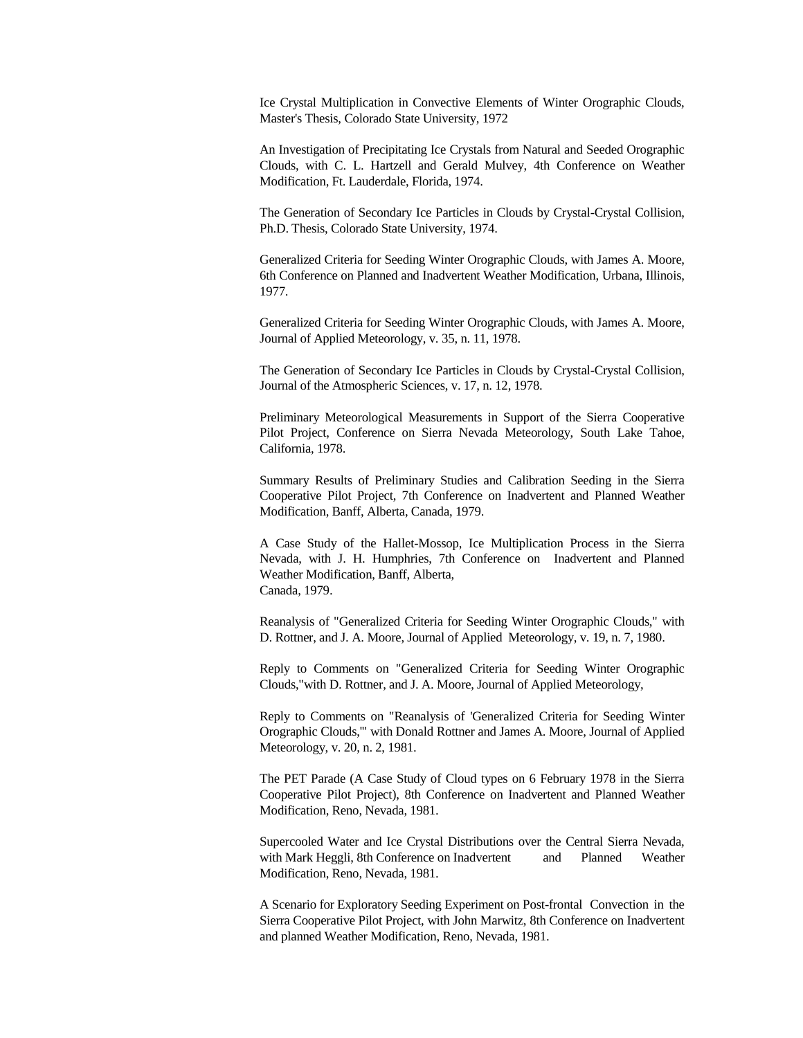Ice Crystal Multiplication in Convective Elements of Winter Orographic Clouds, Master's Thesis, Colorado State University, 1972

An Investigation of Precipitating Ice Crystals from Natural and Seeded Orographic Clouds, with C. L. Hartzell and Gerald Mulvey, 4th Conference on Weather Modification, Ft. Lauderdale, Florida, 1974.

The Generation of Secondary Ice Particles in Clouds by Crystal-Crystal Collision, Ph.D. Thesis, Colorado State University, 1974.

Generalized Criteria for Seeding Winter Orographic Clouds, with James A. Moore, 6th Conference on Planned and Inadvertent Weather Modification, Urbana, Illinois, 1977.

Generalized Criteria for Seeding Winter Orographic Clouds, with James A. Moore, Journal of Applied Meteorology, v. 35, n. 11, 1978.

The Generation of Secondary Ice Particles in Clouds by Crystal-Crystal Collision, Journal of the Atmospheric Sciences, v. 17, n. 12, 1978.

Preliminary Meteorological Measurements in Support of the Sierra Cooperative Pilot Project, Conference on Sierra Nevada Meteorology, South Lake Tahoe, California, 1978.

Summary Results of Preliminary Studies and Calibration Seeding in the Sierra Cooperative Pilot Project, 7th Conference on Inadvertent and Planned Weather Modification, Banff, Alberta, Canada, 1979.

A Case Study of the Hallet-Mossop, Ice Multiplication Process in the Sierra Nevada, with J. H. Humphries, 7th Conference on Inadvertent and Planned Weather Modification, Banff, Alberta,
Canada, 1979.

Reanalysis of "Generalized Criteria for Seeding Winter Orographic Clouds," with D. Rottner, and J. A. Moore, Journal of Applied Meteorology, v. 19, n. 7, 1980.

Reply to Comments on "Generalized Criteria for Seeding Winter Orographic Clouds,"with D. Rottner, and J. A. Moore, Journal of Applied Meteorology,

Reply to Comments on "Reanalysis of 'Generalized Criteria for Seeding Winter Orographic Clouds,'" with Donald Rottner and James A. Moore, Journal of Applied Meteorology, v. 20, n. 2, 1981.

The PET Parade (A Case Study of Cloud types on 6 February 1978 in the Sierra Cooperative Pilot Project), 8th Conference on Inadvertent and Planned Weather Modification, Reno, Nevada, 1981.

Supercooled Water and Ice Crystal Distributions over the Central Sierra Nevada, with Mark Heggli, 8th Conference on Inadvertent and Planned Weather Modification, Reno, Nevada, 1981.

A Scenario for Exploratory Seeding Experiment on Post-frontal Convection in the Sierra Cooperative Pilot Project, with John Marwitz, 8th Conference on Inadvertent and planned Weather Modification, Reno, Nevada, 1981.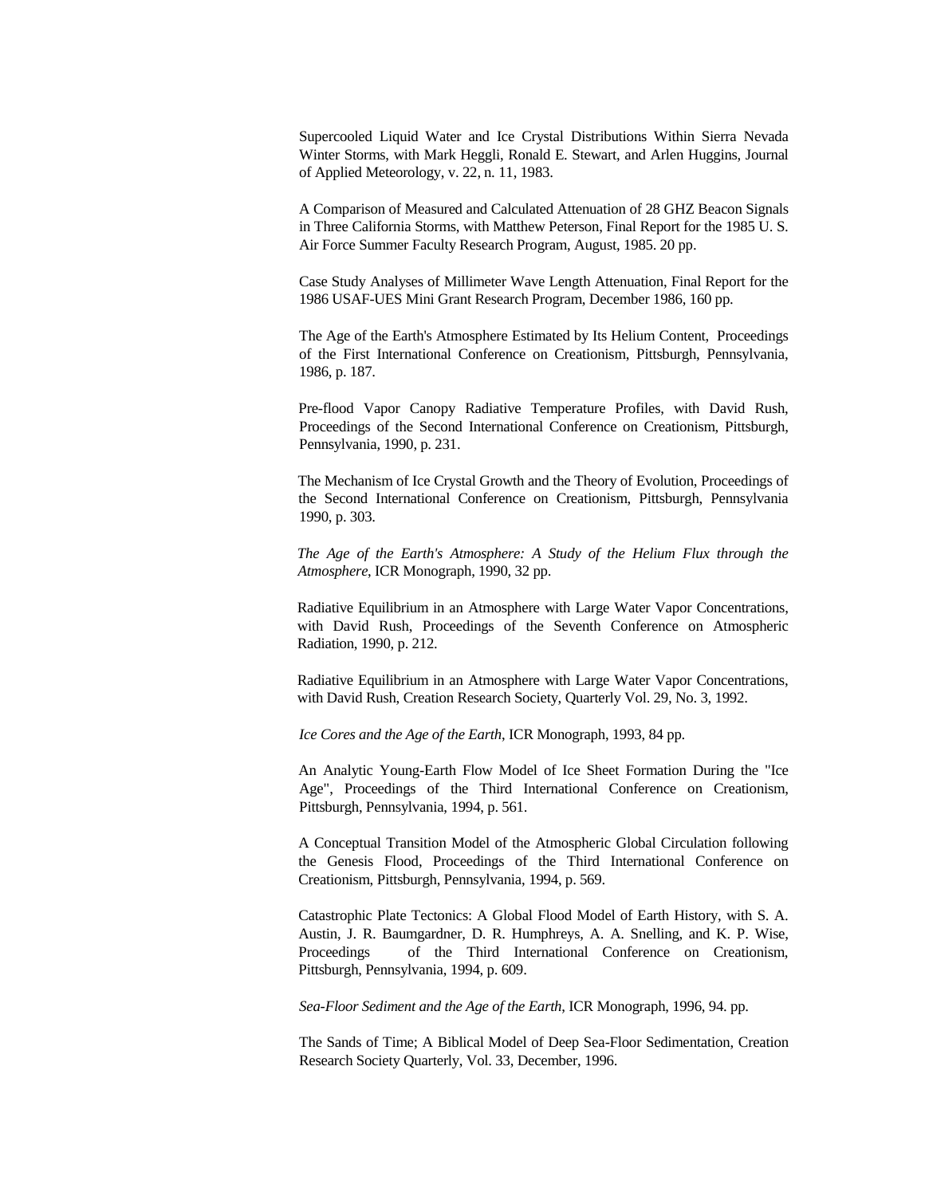Supercooled Liquid Water and Ice Crystal Distributions Within Sierra Nevada Winter Storms, with Mark Heggli, Ronald E. Stewart, and Arlen Huggins, Journal of Applied Meteorology, v. 22, n. 11, 1983.

A Comparison of Measured and Calculated Attenuation of 28 GHZ Beacon Signals in Three California Storms, with Matthew Peterson, Final Report for the 1985 U. S. Air Force Summer Faculty Research Program, August, 1985. 20 pp.

Case Study Analyses of Millimeter Wave Length Attenuation, Final Report for the 1986 USAF-UES Mini Grant Research Program, December 1986, 160 pp.

The Age of the Earth's Atmosphere Estimated by Its Helium Content, Proceedings of the First International Conference on Creationism, Pittsburgh, Pennsylvania, 1986, p. 187.

Pre-flood Vapor Canopy Radiative Temperature Profiles, with David Rush, Proceedings of the Second International Conference on Creationism, Pittsburgh, Pennsylvania, 1990, p. 231.

The Mechanism of Ice Crystal Growth and the Theory of Evolution, Proceedings of the Second International Conference on Creationism, Pittsburgh, Pennsylvania 1990, p. 303.

*The Age of the Earth's Atmosphere: A Study of the Helium Flux through the Atmosphere*, ICR Monograph, 1990, 32 pp.

Radiative Equilibrium in an Atmosphere with Large Water Vapor Concentrations, with David Rush, Proceedings of the Seventh Conference on Atmospheric Radiation, 1990, p. 212.

Radiative Equilibrium in an Atmosphere with Large Water Vapor Concentrations, with David Rush, Creation Research Society, Quarterly Vol. 29, No. 3, 1992.

*Ice Cores and the Age of the Earth*, ICR Monograph, 1993, 84 pp.

An Analytic Young-Earth Flow Model of Ice Sheet Formation During the "Ice Age", Proceedings of the Third International Conference on Creationism, Pittsburgh, Pennsylvania, 1994, p. 561.

A Conceptual Transition Model of the Atmospheric Global Circulation following the Genesis Flood, Proceedings of the Third International Conference on Creationism, Pittsburgh, Pennsylvania, 1994, p. 569.

Catastrophic Plate Tectonics: A Global Flood Model of Earth History, with S. A. Austin, J. R. Baumgardner, D. R. Humphreys, A. A. Snelling, and K. P. Wise, Proceedings of the Third International Conference on Creationism, Pittsburgh, Pennsylvania, 1994, p. 609.

*Sea-Floor Sediment and the Age of the Earth*, ICR Monograph, 1996, 94. pp.

The Sands of Time; A Biblical Model of Deep Sea-Floor Sedimentation, Creation Research Society Quarterly, Vol. 33, December, 1996.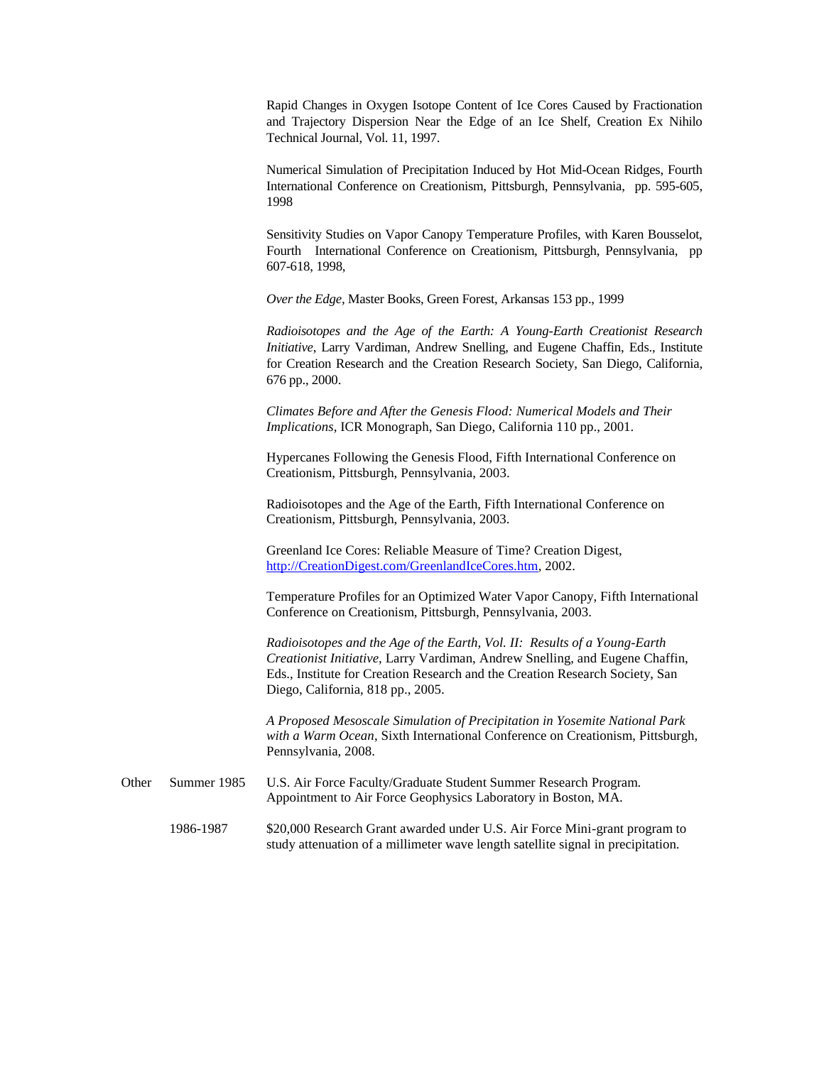Rapid Changes in Oxygen Isotope Content of Ice Cores Caused by Fractionation and Trajectory Dispersion Near the Edge of an Ice Shelf, Creation Ex Nihilo Technical Journal, Vol. 11, 1997.

Numerical Simulation of Precipitation Induced by Hot Mid-Ocean Ridges, Fourth International Conference on Creationism, Pittsburgh, Pennsylvania, pp. 595-605, 1998

Sensitivity Studies on Vapor Canopy Temperature Profiles, with Karen Bousselot, Fourth International Conference on Creationism, Pittsburgh, Pennsylvania, pp 607-618, 1998,

*Over the Edge*, Master Books, Green Forest, Arkansas 153 pp., 1999

*Radioisotopes and the Age of the Earth: A Young-Earth Creationist Research Initiative*, Larry Vardiman, Andrew Snelling, and Eugene Chaffin, Eds., Institute for Creation Research and the Creation Research Society, San Diego, California, 676 pp., 2000.

*Climates Before and After the Genesis Flood: Numerical Models and Their Implications*, ICR Monograph, San Diego, California 110 pp., 2001.

Hypercanes Following the Genesis Flood, Fifth International Conference on Creationism, Pittsburgh, Pennsylvania, 2003.

Radioisotopes and the Age of the Earth, Fifth International Conference on Creationism, Pittsburgh, Pennsylvania, 2003.

Greenland Ice Cores: Reliable Measure of Time? Creation Digest, http://CreationDigest.com/GreenlandIceCores.htm, 2002.

Temperature Profiles for an Optimized Water Vapor Canopy, Fifth International Conference on Creationism, Pittsburgh, Pennsylvania, 2003.

*Radioisotopes and the Age of the Earth, Vol. II: Results of a Young-Earth Creationist Initiative*, Larry Vardiman, Andrew Snelling, and Eugene Chaffin, Eds., Institute for Creation Research and the Creation Research Society, San Diego, California, 818 pp., 2005.

*A Proposed Mesoscale Simulation of Precipitation in Yosemite National Park with a Warm Ocean*, Sixth International Conference on Creationism, Pittsburgh, Pennsylvania, 2008.

Other

Summer 1985 — U.S. Air Force Faculty/Graduate Student Summer Research Program. Appointment to Air Force Geophysics Laboratory in Boston, MA.

1986-1987 — $20,000 Research Grant awarded under U.S. Air Force Mini-grant program to study attenuation of a millimeter wave length satellite signal in precipitation.